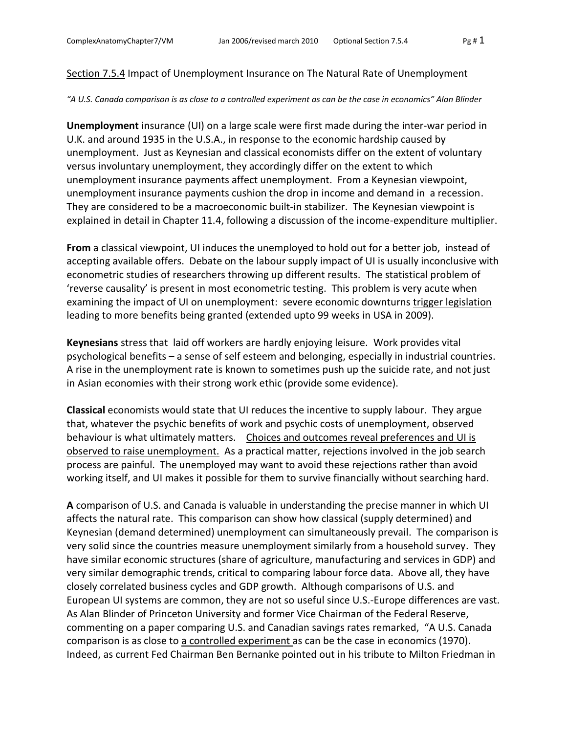Section 7.5.4 Impact of Unemployment Insurance on The Natural Rate of Unemployment

*"A U.S. Canada comparison is as close to a controlled experiment as can be the case in economics" Alan Blinder*

**Unemployment** insurance (UI) on a large scale were first made during the inter-war period in U.K. and around 1935 in the U.S.A., in response to the economic hardship caused by unemployment. Just as Keynesian and classical economists differ on the extent of voluntary versus involuntary unemployment, they accordingly differ on the extent to which unemployment insurance payments affect unemployment. From a Keynesian viewpoint, unemployment insurance payments cushion the drop in income and demand in a recession. They are considered to be a macroeconomic built-in stabilizer. The Keynesian viewpoint is explained in detail in Chapter 11.4, following a discussion of the income-expenditure multiplier.

**From** a classical viewpoint, UI induces the unemployed to hold out for a better job, instead of accepting available offers. Debate on the labour supply impact of UI is usually inconclusive with econometric studies of researchers throwing up different results. The statistical problem of 'reverse causality' is present in most econometric testing. This problem is very acute when examining the impact of UI on unemployment: severe economic downturns trigger legislation leading to more benefits being granted (extended upto 99 weeks in USA in 2009).

**Keynesians** stress that laid off workers are hardly enjoying leisure. Work provides vital psychological benefits – a sense of self esteem and belonging, especially in industrial countries. A rise in the unemployment rate is known to sometimes push up the suicide rate, and not just in Asian economies with their strong work ethic (provide some evidence).

**Classical** economists would state that UI reduces the incentive to supply labour. They argue that, whatever the psychic benefits of work and psychic costs of unemployment, observed behaviour is what ultimately matters. Choices and outcomes reveal preferences and UI is observed to raise unemployment. As a practical matter, rejections involved in the job search process are painful. The unemployed may want to avoid these rejections rather than avoid working itself, and UI makes it possible for them to survive financially without searching hard.

**A** comparison of U.S. and Canada is valuable in understanding the precise manner in which UI affects the natural rate. This comparison can show how classical (supply determined) and Keynesian (demand determined) unemployment can simultaneously prevail. The comparison is very solid since the countries measure unemployment similarly from a household survey. They have similar economic structures (share of agriculture, manufacturing and services in GDP) and very similar demographic trends, critical to comparing labour force data. Above all, they have closely correlated business cycles and GDP growth. Although comparisons of U.S. and European UI systems are common, they are not so useful since U.S.-Europe differences are vast. As Alan Blinder of Princeton University and former Vice Chairman of the Federal Reserve, commenting on a paper comparing U.S. and Canadian savings rates remarked, "A U.S. Canada comparison is as close to a controlled experiment as can be the case in economics (1970). Indeed, as current Fed Chairman Ben Bernanke pointed out in his tribute to Milton Friedman in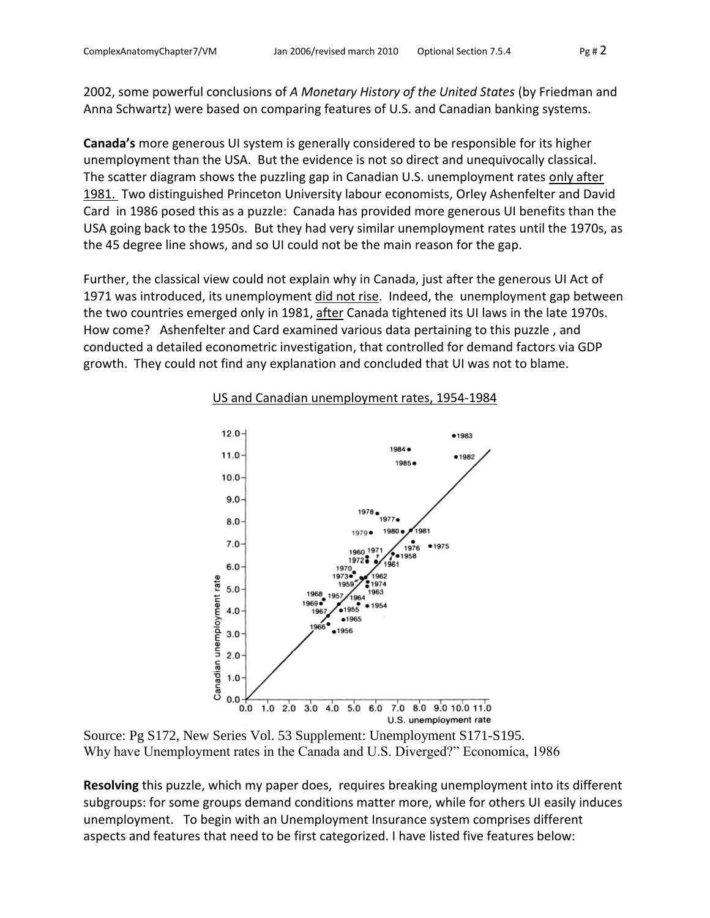2002, some powerful conclusions of *A Monetary History of the United States* (by Friedman and Anna Schwartz) were based on comparing features of U.S. and Canadian banking systems.

**Canada's** more generous UI system is generally considered to be responsible for its higher unemployment than the USA. But the evidence is not so direct and unequivocally classical. The scatter diagram shows the puzzling gap in Canadian U.S. unemployment rates <u>only after 1981.</u> Two distinguished Princeton University labour economists, Orley Ashenfelter and David Card in 1986 posed this as a puzzle: Canada has provided more generous UI benefits than the USA going back to the 1950s. But they had very similar unemployment rates until the 1970s, as the 45 degree line shows, and so UI could not be the main reason for the gap.

Further, the classical view could not explain why in Canada, just after the generous UI Act of 1971 was introduced, its unemployment <u>did not rise</u>. Indeed, the unemployment gap between the two countries emerged only in 1981, <u>after</u> Canada tightened its UI laws in the late 1970s. How come? Ashenfelter and Card examined various data pertaining to this puzzle , and conducted a detailed econometric investigation, that controlled for demand factors via GDP growth. They could not find any explanation and concluded that UI was not to blame.

<u>US and Canadian unemployment rates, 1954-1984</u>

Source: Pg S172, New Series Vol. 53 Supplement: Unemployment S171-S195.
Why have Unemployment rates in the Canada and U.S. Diverged?" Economica, 1986

**Resolving** this puzzle, which my paper does, requires breaking unemployment into its different subgroups: for some groups demand conditions matter more, while for others UI easily induces unemployment. To begin with an Unemployment Insurance system comprises different aspects and features that need to be first categorized. I have listed five features below: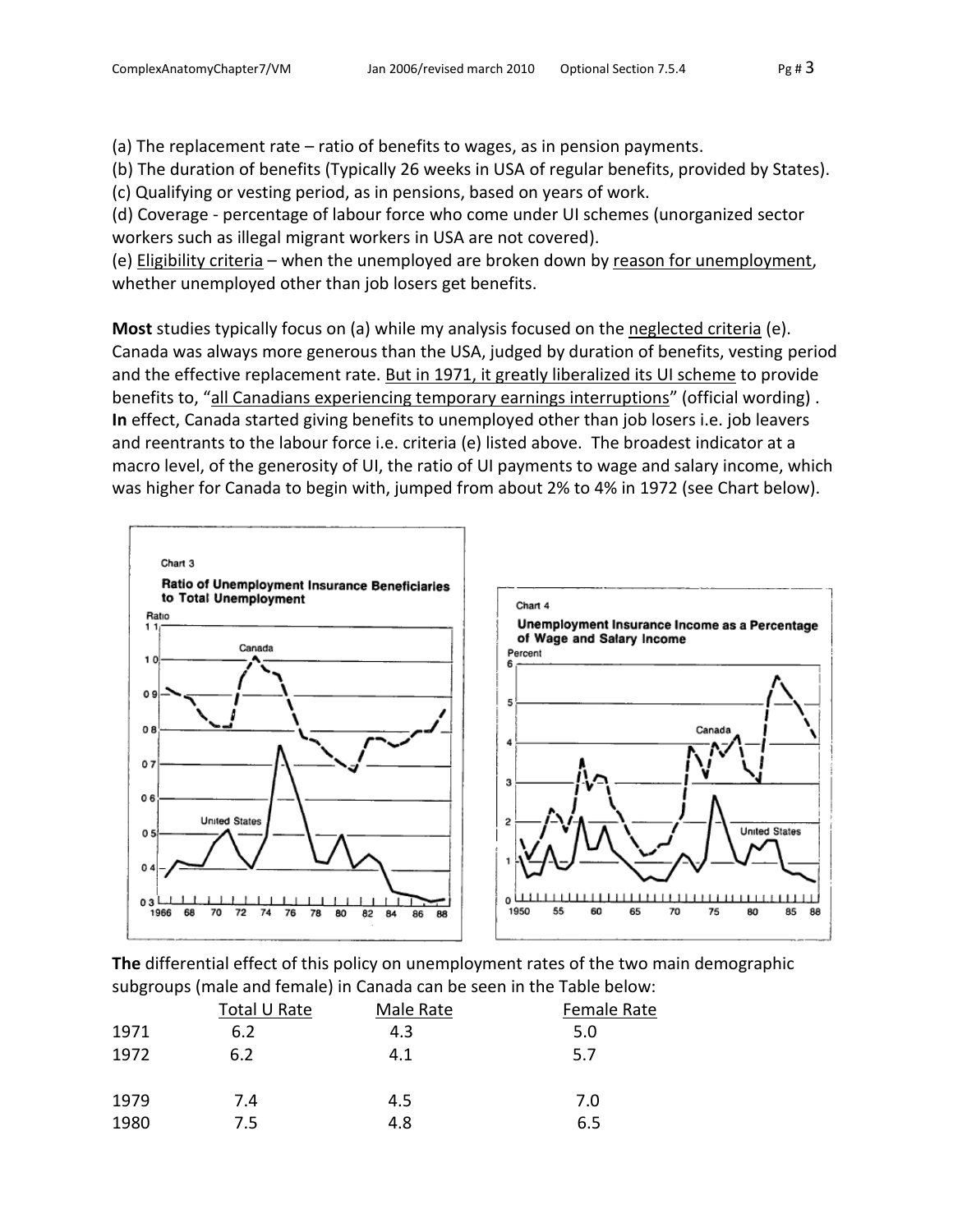(a) The replacement rate – ratio of benefits to wages, as in pension payments.
(b) The duration of benefits (Typically 26 weeks in USA of regular benefits, provided by States).
(c) Qualifying or vesting period, as in pensions, based on years of work.
(d) Coverage - percentage of labour force who come under UI schemes (unorganized sector workers such as illegal migrant workers in USA are not covered).
(e) Eligibility criteria – when the unemployed are broken down by reason for unemployment, whether unemployed other than job losers get benefits.

**Most** studies typically focus on (a) while my analysis focused on the neglected criteria (e). Canada was always more generous than the USA, judged by duration of benefits, vesting period and the effective replacement rate. But in 1971, it greatly liberalized its UI scheme to provide benefits to, "all Canadians experiencing temporary earnings interruptions" (official wording) . **In** effect, Canada started giving benefits to unemployed other than job losers i.e. job leavers and reentrants to the labour force i.e. criteria (e) listed above. The broadest indicator at a macro level, of the generosity of UI, the ratio of UI payments to wage and salary income, which was higher for Canada to begin with, jumped from about 2% to 4% in 1972 (see Chart below).

Chart 3
Ratio of Unemployment Insurance Beneficiaries to Total Unemployment

Chart 4
Unemployment Insurance Income as a Percentage of Wage and Salary Income

**The** differential effect of this policy on unemployment rates of the two main demographic subgroups (male and female) in Canada can be seen in the Table below:

| | Total U Rate | Male Rate | Female Rate |
|---|---|---|---|
| 1971 | 6.2 | 4.3 | 5.0 |
| 1972 | 6.2 | 4.1 | 5.7 |
| | | | |
| 1979 | 7.4 | 4.5 | 7.0 |
| 1980 | 7.5 | 4.8 | 6.5 |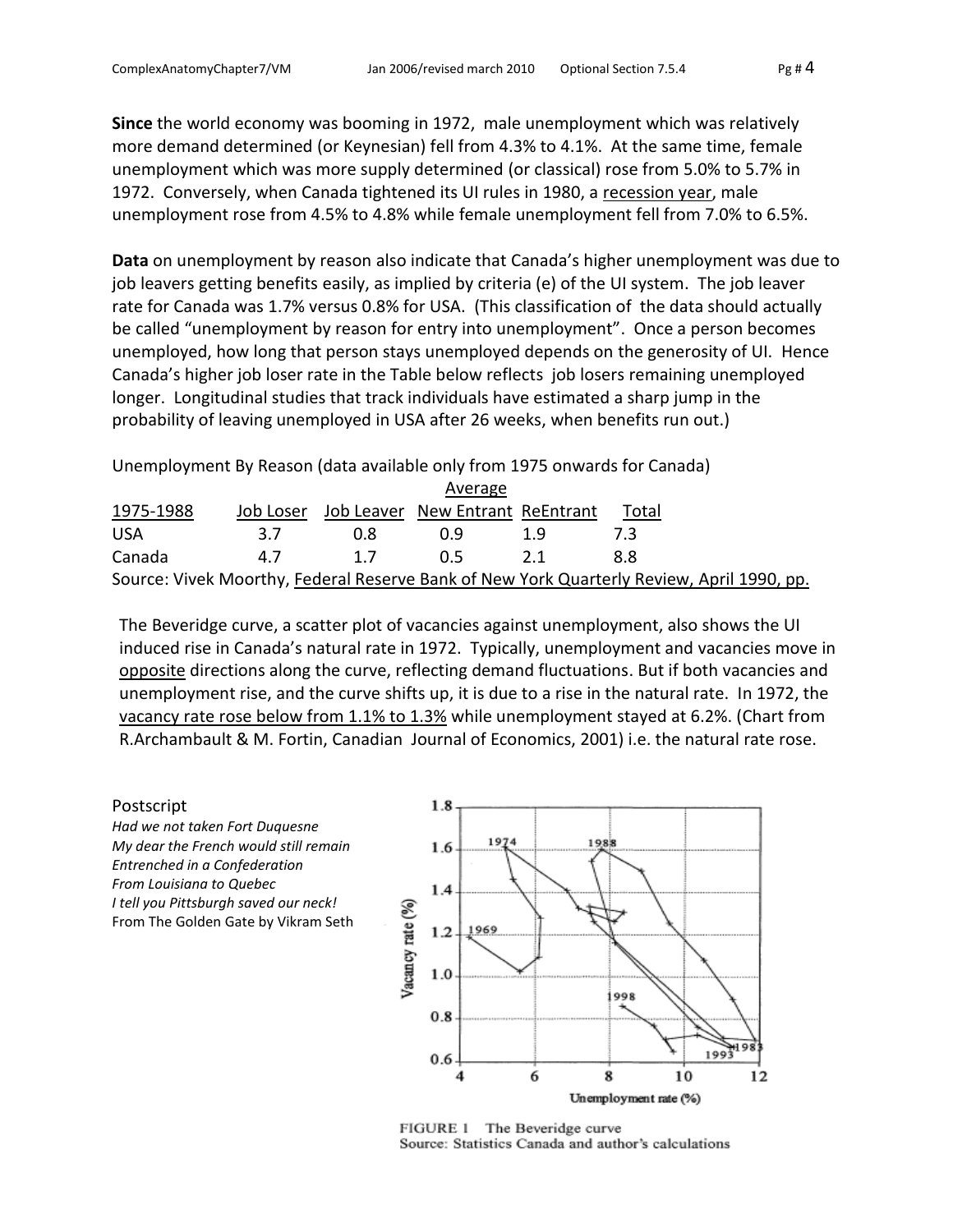**Since** the world economy was booming in 1972, male unemployment which was relatively more demand determined (or Keynesian) fell from 4.3% to 4.1%. At the same time, female unemployment which was more supply determined (or classical) rose from 5.0% to 5.7% in 1972. Conversely, when Canada tightened its UI rules in 1980, a recession year, male unemployment rose from 4.5% to 4.8% while female unemployment fell from 7.0% to 6.5%.

**Data** on unemployment by reason also indicate that Canada's higher unemployment was due to job leavers getting benefits easily, as implied by criteria (e) of the UI system. The job leaver rate for Canada was 1.7% versus 0.8% for USA. (This classification of the data should actually be called "unemployment by reason for entry into unemployment". Once a person becomes unemployed, how long that person stays unemployed depends on the generosity of UI. Hence Canada's higher job loser rate in the Table below reflects job losers remaining unemployed longer. Longitudinal studies that track individuals have estimated a sharp jump in the probability of leaving unemployed in USA after 26 weeks, when benefits run out.)

Unemployment By Reason (data available only from 1975 onwards for Canada)

| | Average | | | | |
|---|---|---|---|---|---|
| 1975-1988 | Job Loser | Job Leaver | New Entrant | ReEntrant | Total |
| USA | 3.7 | 0.8 | 0.9 | 1.9 | 7.3 |
| Canada | 4.7 | 1.7 | 0.5 | 2.1 | 8.8 |

Source: Vivek Moorthy, Federal Reserve Bank of New York Quarterly Review, April 1990, pp.

The Beveridge curve, a scatter plot of vacancies against unemployment, also shows the UI induced rise in Canada's natural rate in 1972. Typically, unemployment and vacancies move in opposite directions along the curve, reflecting demand fluctuations. But if both vacancies and unemployment rise, and the curve shifts up, it is due to a rise in the natural rate. In 1972, the vacancy rate rose below from 1.1% to 1.3% while unemployment stayed at 6.2%. (Chart from R.Archambault & M. Fortin, Canadian Journal of Economics, 2001) i.e. the natural rate rose.

Postscript

*Had we not taken Fort Duquesne*
*My dear the French would still remain*
*Entrenched in a Confederation*
*From Louisiana to Quebec*
*I tell you Pittsburgh saved our neck!*
From The Golden Gate by Vikram Seth

Vacancy rate (%)
1.8
1.6
1.4
1.2
1.0
0.8
0.6
1974
1988
1969
1998
1993
1983
4
6
8
10
12
Unemployment rate (%)

FIGURE 1 The Beveridge curve
Source: Statistics Canada and author's calculations